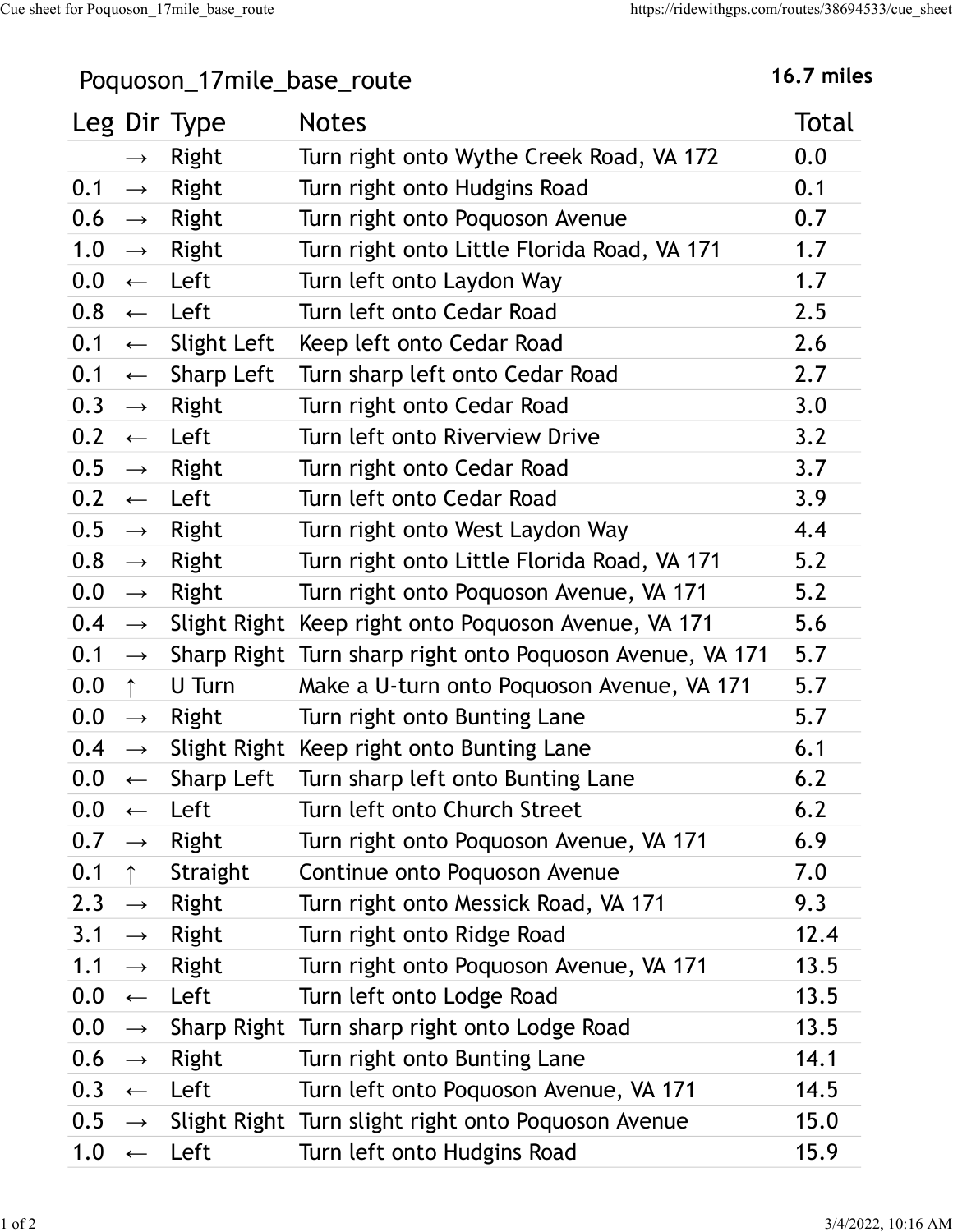# Poquoson_17mile_base_route

**16.7 miles**

| Leg | Dir | Type | Notes | Total |
|---|---|---|---|---|
| | → | Right | Turn right onto Wythe Creek Road, VA 172 | 0.0 |
| 0.1 | → | Right | Turn right onto Hudgins Road | 0.1 |
| 0.6 | → | Right | Turn right onto Poquoson Avenue | 0.7 |
| 1.0 | → | Right | Turn right onto Little Florida Road, VA 171 | 1.7 |
| 0.0 | ← | Left | Turn left onto Laydon Way | 1.7 |
| 0.8 | ← | Left | Turn left onto Cedar Road | 2.5 |
| 0.1 | ← | Slight Left | Keep left onto Cedar Road | 2.6 |
| 0.1 | ← | Sharp Left | Turn sharp left onto Cedar Road | 2.7 |
| 0.3 | → | Right | Turn right onto Cedar Road | 3.0 |
| 0.2 | ← | Left | Turn left onto Riverview Drive | 3.2 |
| 0.5 | → | Right | Turn right onto Cedar Road | 3.7 |
| 0.2 | ← | Left | Turn left onto Cedar Road | 3.9 |
| 0.5 | → | Right | Turn right onto West Laydon Way | 4.4 |
| 0.8 | → | Right | Turn right onto Little Florida Road, VA 171 | 5.2 |
| 0.0 | → | Right | Turn right onto Poquoson Avenue, VA 171 | 5.2 |
| 0.4 | → | Slight Right | Keep right onto Poquoson Avenue, VA 171 | 5.6 |
| 0.1 | → | Sharp Right | Turn sharp right onto Poquoson Avenue, VA 171 | 5.7 |
| 0.0 | ↑ | U Turn | Make a U-turn onto Poquoson Avenue, VA 171 | 5.7 |
| 0.0 | → | Right | Turn right onto Bunting Lane | 5.7 |
| 0.4 | → | Slight Right | Keep right onto Bunting Lane | 6.1 |
| 0.0 | ← | Sharp Left | Turn sharp left onto Bunting Lane | 6.2 |
| 0.0 | ← | Left | Turn left onto Church Street | 6.2 |
| 0.7 | → | Right | Turn right onto Poquoson Avenue, VA 171 | 6.9 |
| 0.1 | ↑ | Straight | Continue onto Poquoson Avenue | 7.0 |
| 2.3 | → | Right | Turn right onto Messick Road, VA 171 | 9.3 |
| 3.1 | → | Right | Turn right onto Ridge Road | 12.4 |
| 1.1 | → | Right | Turn right onto Poquoson Avenue, VA 171 | 13.5 |
| 0.0 | ← | Left | Turn left onto Lodge Road | 13.5 |
| 0.0 | → | Sharp Right | Turn sharp right onto Lodge Road | 13.5 |
| 0.6 | → | Right | Turn right onto Bunting Lane | 14.1 |
| 0.3 | ← | Left | Turn left onto Poquoson Avenue, VA 171 | 14.5 |
| 0.5 | → | Slight Right | Turn slight right onto Poquoson Avenue | 15.0 |
| 1.0 | ← | Left | Turn left onto Hudgins Road | 15.9 |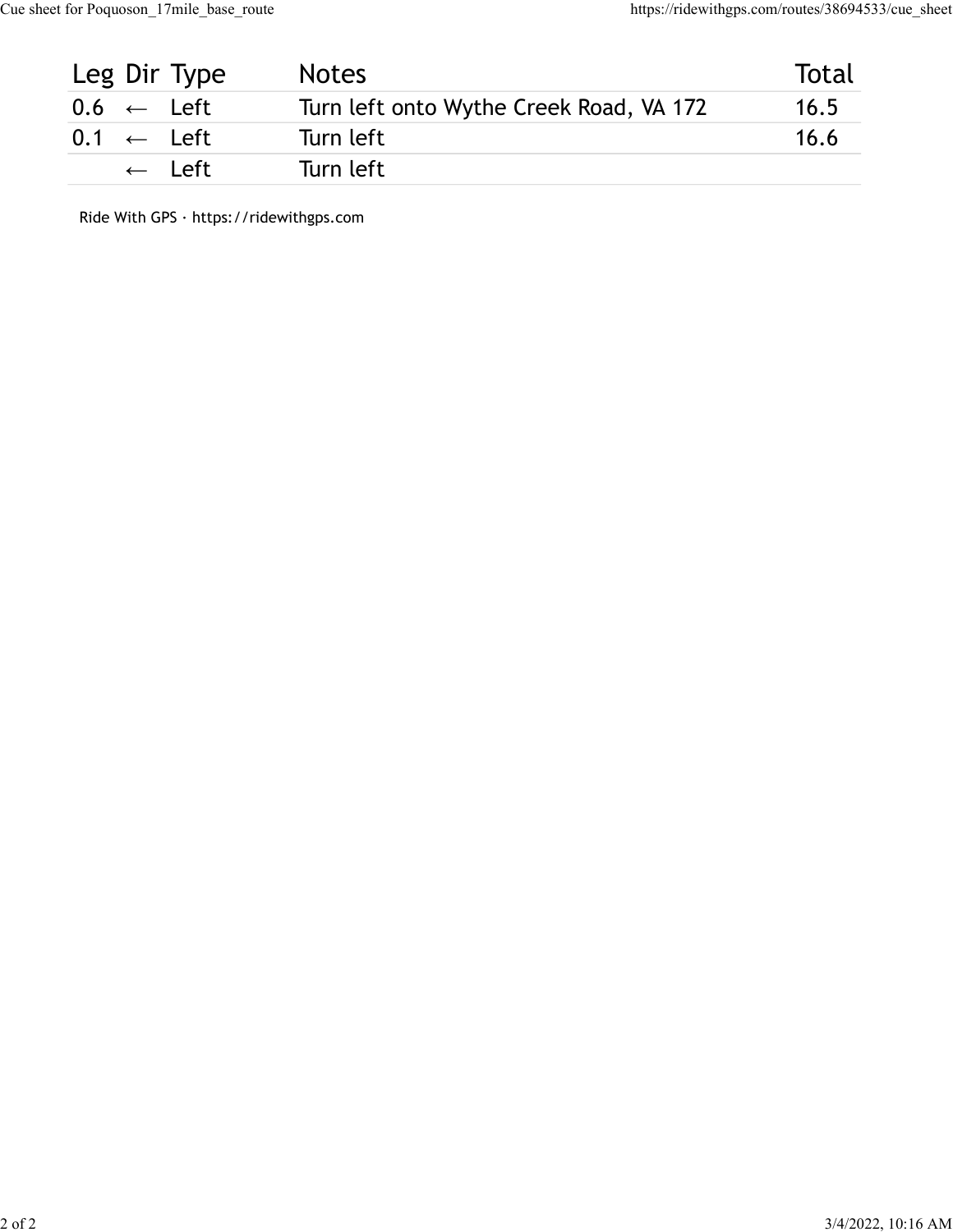| Leg | Dir | Type | Notes | Total |
| --- | --- | --- | --- | --- |
| 0.6 | ← | Left | Turn left onto Wythe Creek Road, VA 172 | 16.5 |
| 0.1 | ← | Left | Turn left | 16.6 |
| | ← | Left | Turn left | |

Ride With GPS · https://ridewithgps.com